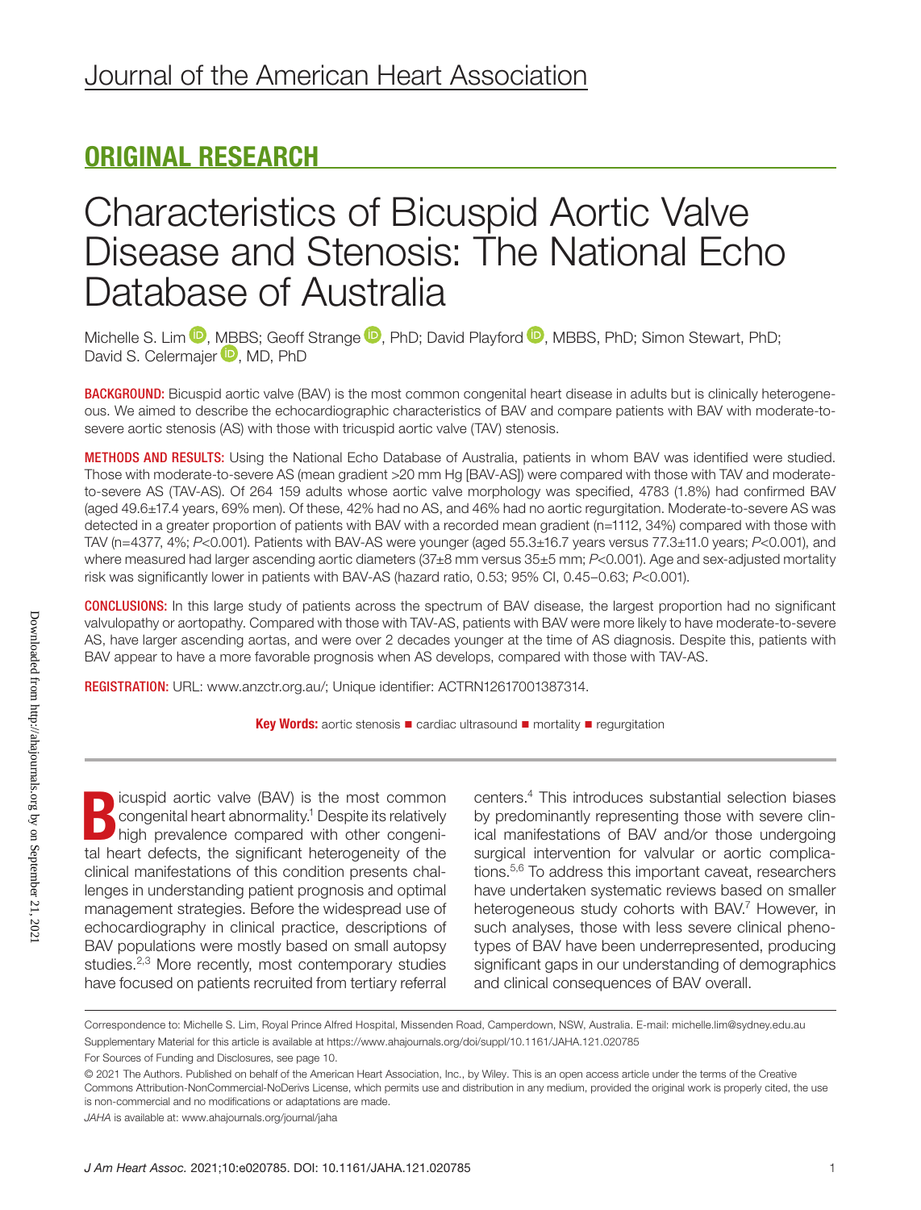ORIGINAL RESEARCH

# Characteristics of Bicuspid Aortic Valve Disease and Stenosis: The National Echo Database of Australia

Michelle S. Lim, MBBS; Geoff Strange, PhD; David Playford, MBBS, PhD; Simon Stewart, PhD; David S. Celermajer, MD, PhD

**BACKGROUND:** Bicuspid aortic valve (BAV) is the most common congenital heart disease in adults but is clinically heterogeneous. We aimed to describe the echocardiographic characteristics of BAV and compare patients with BAV with moderate-to-severe aortic stenosis (AS) with those with tricuspid aortic valve (TAV) stenosis.

**METHODS AND RESULTS:** Using the National Echo Database of Australia, patients in whom BAV was identified were studied. Those with moderate-to-severe AS (mean gradient >20 mm Hg [BAV-AS]) were compared with those with TAV and moderate-to-severe AS (TAV-AS). Of 264 159 adults whose aortic valve morphology was specified, 4783 (1.8%) had confirmed BAV (aged 49.6±17.4 years, 69% men). Of these, 42% had no AS, and 46% had no aortic regurgitation. Moderate-to-severe AS was detected in a greater proportion of patients with BAV with a recorded mean gradient (n=1112, 34%) compared with those with TAV (n=4377, 4%; $P<0.001$). Patients with BAV-AS were younger (aged 55.3±16.7 years versus 77.3±11.0 years; $P<0.001$), and where measured had larger ascending aortic diameters (37±8 mm versus 35±5 mm; $P<0.001$). Age and sex-adjusted mortality risk was significantly lower in patients with BAV-AS (hazard ratio, 0.53; 95% CI, 0.45–0.63; $P<0.001$).

**CONCLUSIONS:** In this large study of patients across the spectrum of BAV disease, the largest proportion had no significant valvulopathy or aortopathy. Compared with those with TAV-AS, patients with BAV were more likely to have moderate-to-severe AS, have larger ascending aortas, and were over 2 decades younger at the time of AS diagnosis. Despite this, patients with BAV appear to have a more favorable prognosis when AS develops, compared with those with TAV-AS.

**REGISTRATION:** URL: www.anzctr.org.au/; Unique identifier: ACTRN12617001387314.

**Key Words:** aortic stenosis ■ cardiac ultrasound ■ mortality ■ regurgitation

Bicuspid aortic valve (BAV) is the most common congenital heart abnormality.[1] Despite its relatively high prevalence compared with other congenital heart defects, the significant heterogeneity of the clinical manifestations of this condition presents challenges in understanding patient prognosis and optimal management strategies. Before the widespread use of echocardiography in clinical practice, descriptions of BAV populations were mostly based on small autopsy studies.[2,3] More recently, most contemporary studies have focused on patients recruited from tertiary referral centers.[4] This introduces substantial selection biases by predominantly representing those with severe clinical manifestations of BAV and/or those undergoing surgical intervention for valvular or aortic complications.[5,6] To address this important caveat, researchers have undertaken systematic reviews based on smaller heterogeneous study cohorts with BAV.[7] However, in such analyses, those with less severe clinical phenotypes of BAV have been underrepresented, producing significant gaps in our understanding of demographics and clinical consequences of BAV overall.

Correspondence to: Michelle S. Lim, Royal Prince Alfred Hospital, Missenden Road, Camperdown, NSW, Australia. E-mail: michelle.lim@sydney.edu.au

Supplementary Material for this article is available at https://www.ahajournals.org/doi/suppl/10.1161/JAHA.121.020785

For Sources of Funding and Disclosures, see page 10.

© 2021 The Authors. Published on behalf of the American Heart Association, Inc., by Wiley. This is an open access article under the terms of the Creative Commons Attribution-NonCommercial-NoDerivs License, which permits use and distribution in any medium, provided the original work is properly cited, the use is non-commercial and no modifications or adaptations are made.

*JAHA* is available at: www.ahajournals.org/journal/jaha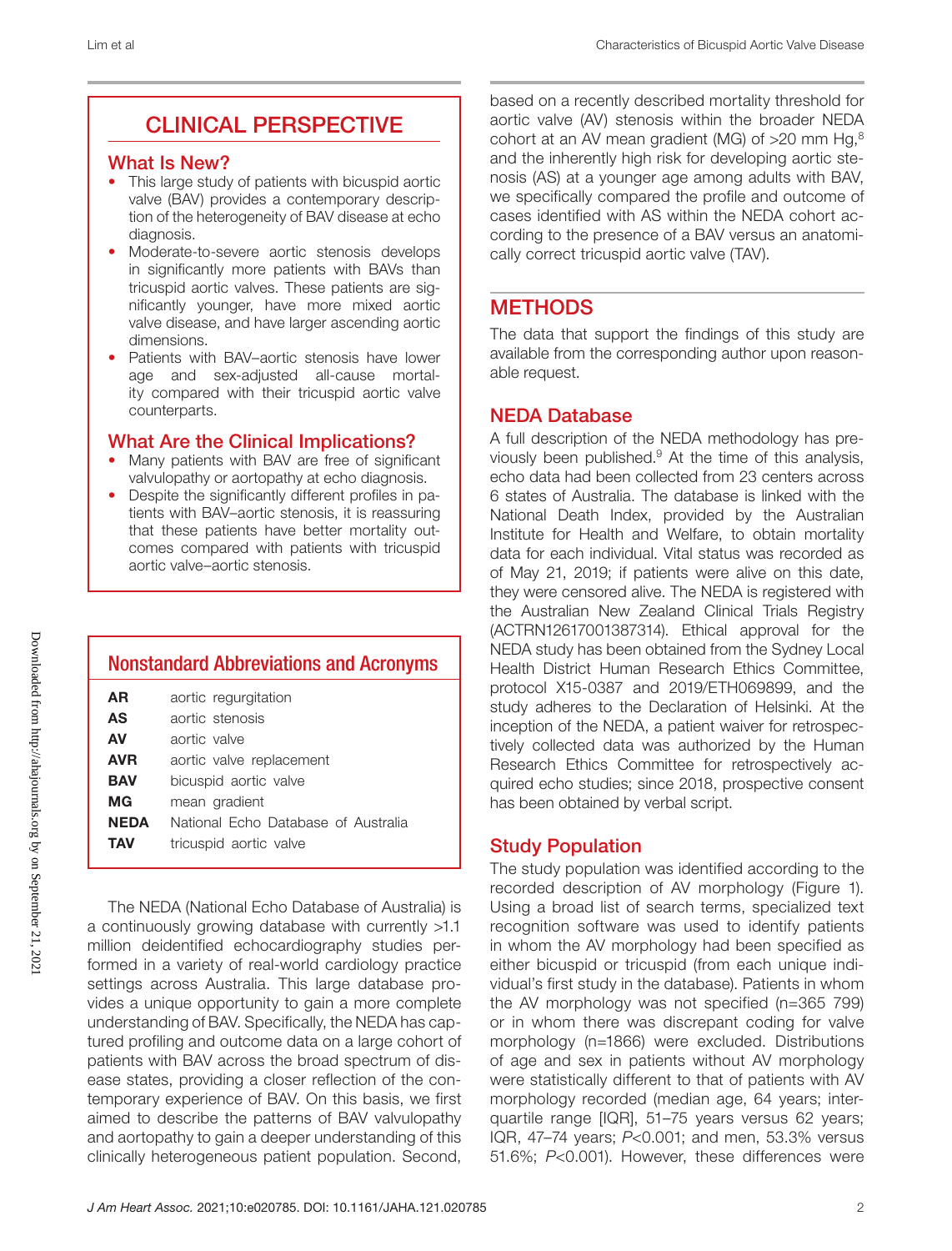## CLINICAL PERSPECTIVE

### What Is New?

- This large study of patients with bicuspid aortic valve (BAV) provides a contemporary description of the heterogeneity of BAV disease at echo diagnosis.
- Moderate-to-severe aortic stenosis develops in significantly more patients with BAVs than tricuspid aortic valves. These patients are significantly younger, have more mixed aortic valve disease, and have larger ascending aortic dimensions.
- Patients with BAV–aortic stenosis have lower age and sex-adjusted all-cause mortality compared with their tricuspid aortic valve counterparts.

### What Are the Clinical Implications?

- Many patients with BAV are free of significant valvulopathy or aortopathy at echo diagnosis.
- Despite the significantly different profiles in patients with BAV–aortic stenosis, it is reassuring that these patients have better mortality outcomes compared with patients with tricuspid aortic valve–aortic stenosis.

## Nonstandard Abbreviations and Acronyms

| | |
|---|---|
| **AR** | aortic regurgitation |
| **AS** | aortic stenosis |
| **AV** | aortic valve |
| **AVR** | aortic valve replacement |
| **BAV** | bicuspid aortic valve |
| **MG** | mean gradient |
| **NEDA** | National Echo Database of Australia |
| **TAV** | tricuspid aortic valve |

The NEDA (National Echo Database of Australia) is a continuously growing database with currently >1.1 million deidentified echocardiography studies performed in a variety of real-world cardiology practice settings across Australia. This large database provides a unique opportunity to gain a more complete understanding of BAV. Specifically, the NEDA has captured profiling and outcome data on a large cohort of patients with BAV across the broad spectrum of disease states, providing a closer reflection of the contemporary experience of BAV. On this basis, we first aimed to describe the patterns of BAV valvulopathy and aortopathy to gain a deeper understanding of this clinically heterogeneous patient population. Second, based on a recently described mortality threshold for aortic valve (AV) stenosis within the broader NEDA cohort at an AV mean gradient (MG) of >20 mm Hg,[8] and the inherently high risk for developing aortic stenosis (AS) at a younger age among adults with BAV, we specifically compared the profile and outcome of cases identified with AS within the NEDA cohort according to the presence of a BAV versus an anatomically correct tricuspid aortic valve (TAV).

## METHODS

The data that support the findings of this study are available from the corresponding author upon reasonable request.

### NEDA Database

A full description of the NEDA methodology has previously been published.[9] At the time of this analysis, echo data had been collected from 23 centers across 6 states of Australia. The database is linked with the National Death Index, provided by the Australian Institute for Health and Welfare, to obtain mortality data for each individual. Vital status was recorded as of May 21, 2019; if patients were alive on this date, they were censored alive. The NEDA is registered with the Australian New Zealand Clinical Trials Registry (ACTRN12617001387314). Ethical approval for the NEDA study has been obtained from the Sydney Local Health District Human Research Ethics Committee, protocol X15-0387 and 2019/ETH069899, and the study adheres to the Declaration of Helsinki. At the inception of the NEDA, a patient waiver for retrospectively collected data was authorized by the Human Research Ethics Committee for retrospectively acquired echo studies; since 2018, prospective consent has been obtained by verbal script.

### Study Population

The study population was identified according to the recorded description of AV morphology (Figure 1). Using a broad list of search terms, specialized text recognition software was used to identify patients in whom the AV morphology had been specified as either bicuspid or tricuspid (from each unique individual's first study in the database). Patients in whom the AV morphology was not specified (n=365 799) or in whom there was discrepant coding for valve morphology (n=1866) were excluded. Distributions of age and sex in patients without AV morphology were statistically different to that of patients with AV morphology recorded (median age, 64 years; interquartile range [IQR], 51–75 years versus 62 years; IQR, 47–74 years; $P<0.001$; and men, 53.3% versus 51.6%; $P<0.001$). However, these differences were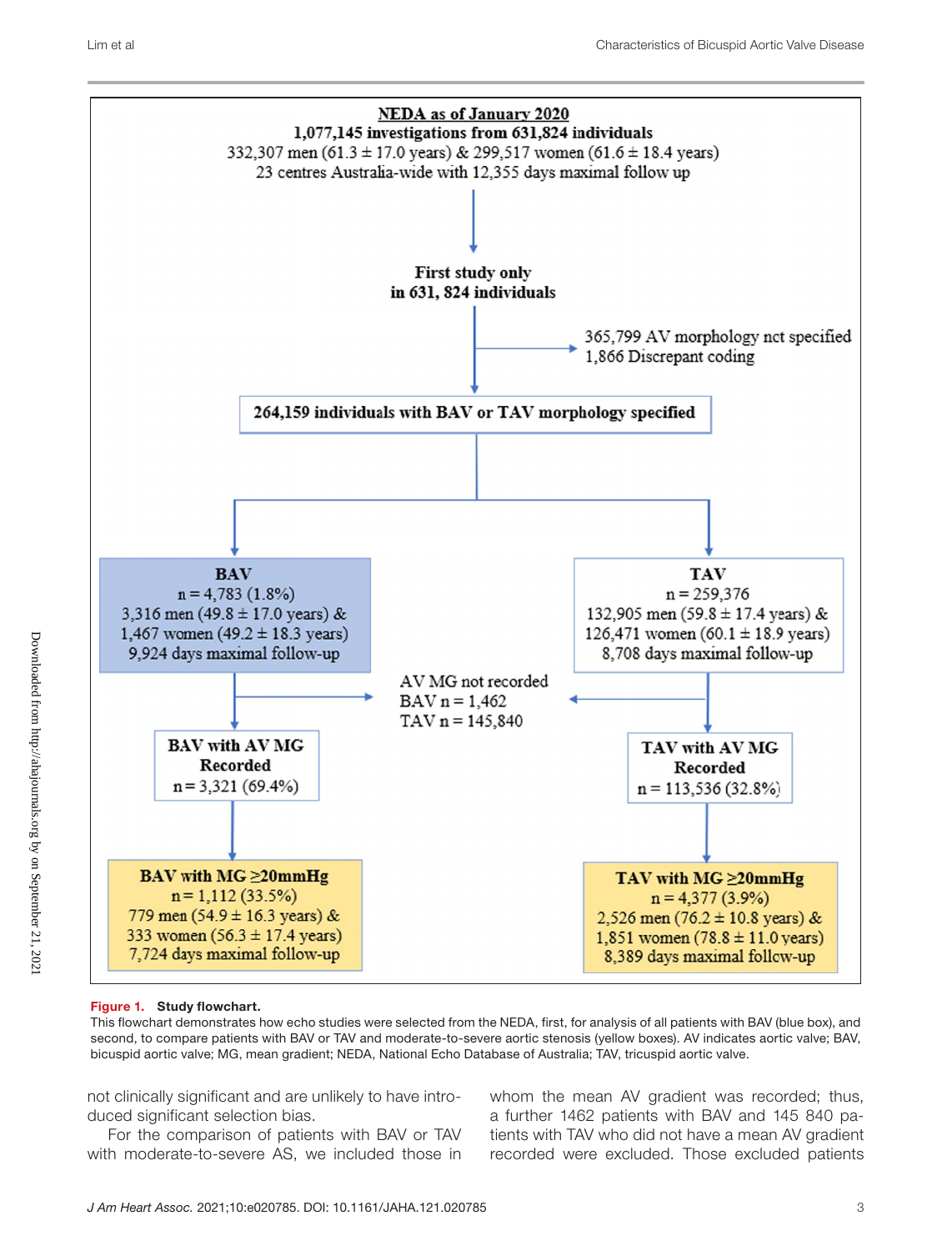**NEDA as of January 2020**
**1,077,145 investigations from 631,824 individuals**
332,307 men (61.3 ± 17.0 years) & 299,517 women (61.6 ± 18.4 years)
23 centres Australia-wide with 12,355 days maximal follow up

**First study only in 631, 824 individuals**

365,799 AV morphology not specified
1,866 Discrepant coding

**264,159 individuals with BAV or TAV morphology specified**

**BAV**
n = 4,783 (1.8%)
3,316 men (49.8 ± 17.0 years) &
1,467 women (49.2 ± 18.3 years)
9,924 days maximal follow-up

**TAV**
n = 259,376
132,905 men (59.8 ± 17.4 years) &
126,471 women (60.1 ± 18.9 years)
8,708 days maximal follow-up

AV MG not recorded
BAV n = 1,462
TAV n = 145,840

**BAV with AV MG Recorded**
n = 3,321 (69.4%)

**TAV with AV MG Recorded**
n = 113,536 (32.8%)

**BAV with MG ≥20mmHg**
n = 1,112 (33.5%)
779 men (54.9 ± 16.3 years) &
333 women (56.3 ± 17.4 years)
7,724 days maximal follow-up

**TAV with MG ≥20mmHg**
n = 4,377 (3.9%)
2,526 men (76.2 ± 10.8 years) &
1,851 women (78.8 ± 11.0 years)
8,389 days maximal follow-up

**Figure 1. Study flowchart.**
This flowchart demonstrates how echo studies were selected from the NEDA, first, for analysis of all patients with BAV (blue box), and second, to compare patients with BAV or TAV and moderate-to-severe aortic stenosis (yellow boxes). AV indicates aortic valve; BAV, bicuspid aortic valve; MG, mean gradient; NEDA, National Echo Database of Australia; TAV, tricuspid aortic valve.

not clinically significant and are unlikely to have introduced significant selection bias.

For the comparison of patients with BAV or TAV with moderate-to-severe AS, we included those in whom the mean AV gradient was recorded; thus, a further 1462 patients with BAV and 145 840 patients with TAV who did not have a mean AV gradient recorded were excluded. Those excluded patients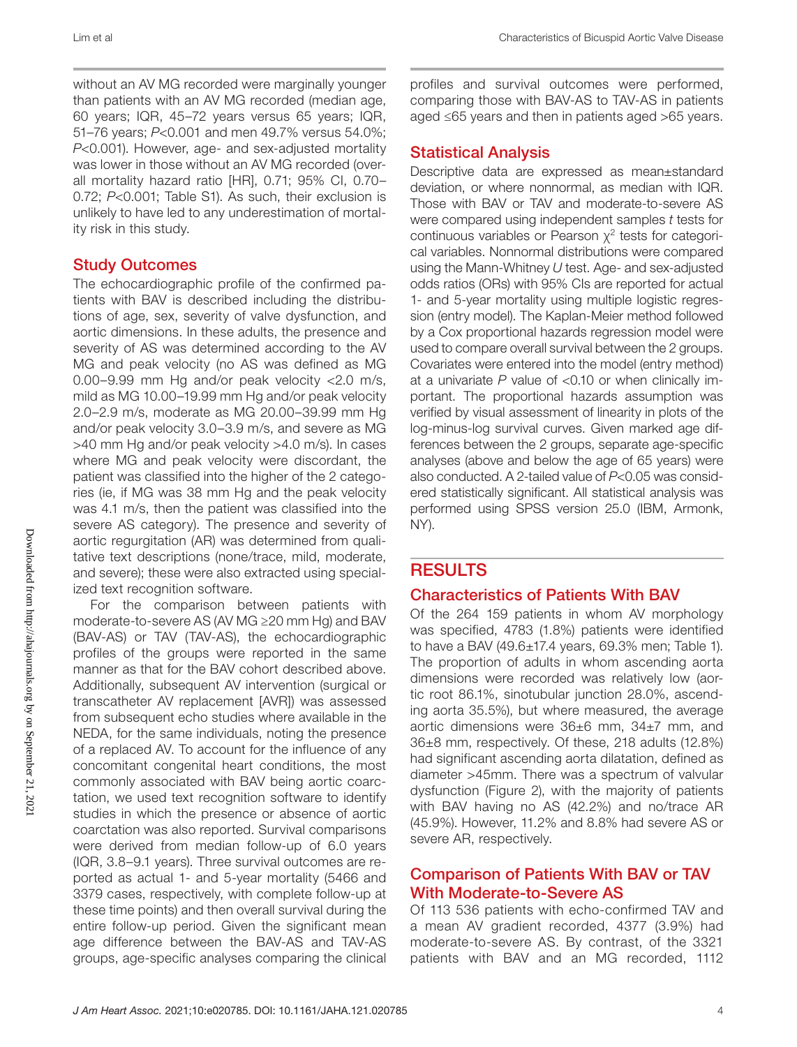without an AV MG recorded were marginally younger than patients with an AV MG recorded (median age, 60 years; IQR, 45–72 years versus 65 years; IQR, 51–76 years; *P*<0.001 and men 49.7% versus 54.0%; *P*<0.001). However, age- and sex-adjusted mortality was lower in those without an AV MG recorded (overall mortality hazard ratio [HR], 0.71; 95% CI, 0.70–0.72; *P*<0.001; Table S1). As such, their exclusion is unlikely to have led to any underestimation of mortality risk in this study.

## Study Outcomes

The echocardiographic profile of the confirmed patients with BAV is described including the distributions of age, sex, severity of valve dysfunction, and aortic dimensions. In these adults, the presence and severity of AS was determined according to the AV MG and peak velocity (no AS was defined as MG 0.00–9.99 mm Hg and/or peak velocity <2.0 m/s, mild as MG 10.00–19.99 mm Hg and/or peak velocity 2.0–2.9 m/s, moderate as MG 20.00–39.99 mm Hg and/or peak velocity 3.0–3.9 m/s, and severe as MG >40 mm Hg and/or peak velocity >4.0 m/s). In cases where MG and peak velocity were discordant, the patient was classified into the higher of the 2 categories (ie, if MG was 38 mm Hg and the peak velocity was 4.1 m/s, then the patient was classified into the severe AS category). The presence and severity of aortic regurgitation (AR) was determined from qualitative text descriptions (none/trace, mild, moderate, and severe); these were also extracted using specialized text recognition software.

For the comparison between patients with moderate-to-severe AS (AV MG ≥20 mm Hg) and BAV (BAV-AS) or TAV (TAV-AS), the echocardiographic profiles of the groups were reported in the same manner as that for the BAV cohort described above. Additionally, subsequent AV intervention (surgical or transcatheter AV replacement [AVR]) was assessed from subsequent echo studies where available in the NEDA, for the same individuals, noting the presence of a replaced AV. To account for the influence of any concomitant congenital heart conditions, the most commonly associated with BAV being aortic coarctation, we used text recognition software to identify studies in which the presence or absence of aortic coarctation was also reported. Survival comparisons were derived from median follow-up of 6.0 years (IQR, 3.8–9.1 years). Three survival outcomes are reported as actual 1- and 5-year mortality (5466 and 3379 cases, respectively, with complete follow-up at these time points) and then overall survival during the entire follow-up period. Given the significant mean age difference between the BAV-AS and TAV-AS groups, age-specific analyses comparing the clinical profiles and survival outcomes were performed, comparing those with BAV-AS to TAV-AS in patients aged ≤65 years and then in patients aged >65 years.

## Statistical Analysis

Descriptive data are expressed as mean±standard deviation, or where nonnormal, as median with IQR. Those with BAV or TAV and moderate-to-severe AS were compared using independent samples *t* tests for continuous variables or Pearson $\chi^2$ tests for categorical variables. Nonnormal distributions were compared using the Mann-Whitney *U* test. Age- and sex-adjusted odds ratios (ORs) with 95% CIs are reported for actual 1- and 5-year mortality using multiple logistic regression (entry model). The Kaplan-Meier method followed by a Cox proportional hazards regression model were used to compare overall survival between the 2 groups. Covariates were entered into the model (entry method) at a univariate *P* value of <0.10 or when clinically important. The proportional hazards assumption was verified by visual assessment of linearity in plots of the log-minus-log survival curves. Given marked age differences between the 2 groups, separate age-specific analyses (above and below the age of 65 years) were also conducted. A 2-tailed value of *P*<0.05 was considered statistically significant. All statistical analysis was performed using SPSS version 25.0 (IBM, Armonk, NY).

# RESULTS

## Characteristics of Patients With BAV

Of the 264 159 patients in whom AV morphology was specified, 4783 (1.8%) patients were identified to have a BAV (49.6±17.4 years, 69.3% men; Table 1). The proportion of adults in whom ascending aorta dimensions were recorded was relatively low (aortic root 86.1%, sinotubular junction 28.0%, ascending aorta 35.5%), but where measured, the average aortic dimensions were 36±6 mm, 34±7 mm, and 36±8 mm, respectively. Of these, 218 adults (12.8%) had significant ascending aorta dilatation, defined as diameter >45mm. There was a spectrum of valvular dysfunction (Figure 2), with the majority of patients with BAV having no AS (42.2%) and no/trace AR (45.9%). However, 11.2% and 8.8% had severe AS or severe AR, respectively.

## Comparison of Patients With BAV or TAV With Moderate-to-Severe AS

Of 113 536 patients with echo-confirmed TAV and a mean AV gradient recorded, 4377 (3.9%) had moderate-to-severe AS. By contrast, of the 3321 patients with BAV and an MG recorded, 1112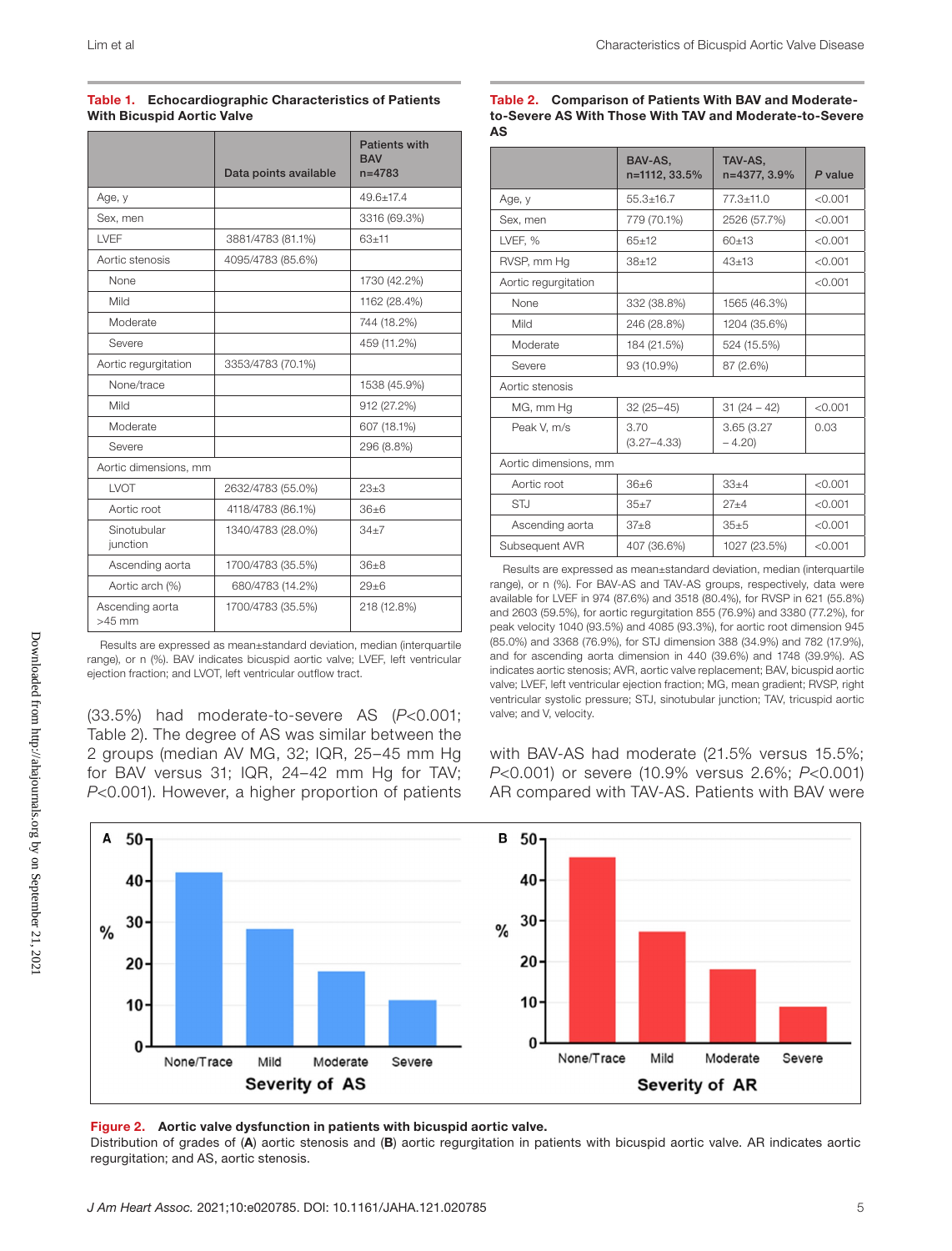**Table 1. Echocardiographic Characteristics of Patients With Bicuspid Aortic Valve**

| | Data points available | Patients with BAV n=4783 |
|---|---|---|
| Age, y | | 49.6±17.4 |
| Sex, men | | 3316 (69.3%) |
| LVEF | 3881/4783 (81.1%) | 63±11 |
| Aortic stenosis | 4095/4783 (85.6%) | |
| None | | 1730 (42.2%) |
| Mild | | 1162 (28.4%) |
| Moderate | | 744 (18.2%) |
| Severe | | 459 (11.2%) |
| Aortic regurgitation | 3353/4783 (70.1%) | |
| None/trace | | 1538 (45.9%) |
| Mild | | 912 (27.2%) |
| Moderate | | 607 (18.1%) |
| Severe | | 296 (8.8%) |
| Aortic dimensions, mm | | |
| LVOT | 2632/4783 (55.0%) | 23±3 |
| Aortic root | 4118/4783 (86.1%) | 36±6 |
| Sinotubular junction | 1340/4783 (28.0%) | 34±7 |
| Ascending aorta | 1700/4783 (35.5%) | 36±8 |
| Aortic arch (%) | 680/4783 (14.2%) | 29±6 |
| Ascending aorta >45 mm | 1700/4783 (35.5%) | 218 (12.8%) |

Results are expressed as mean±standard deviation, median (interquartile range), or n (%). BAV indicates bicuspid aortic valve; LVEF, left ventricular ejection fraction; and LVOT, left ventricular outflow tract.

(33.5%) had moderate-to-severe AS (*P*<0.001; Table 2). The degree of AS was similar between the 2 groups (median AV MG, 32; IQR, 25–45 mm Hg for BAV versus 31; IQR, 24–42 mm Hg for TAV; *P*<0.001). However, a higher proportion of patients with BAV-AS had moderate (21.5% versus 15.5%; *P*<0.001) or severe (10.9% versus 2.6%; *P*<0.001) AR compared with TAV-AS. Patients with BAV were

**Table 2. Comparison of Patients With BAV and Moderate-to-Severe AS With Those With TAV and Moderate-to-Severe AS**

| | BAV-AS, n=1112, 33.5% | TAV-AS, n=4377, 3.9% | *P* value |
|---|---|---|---|
| Age, y | 55.3±16.7 | 77.3±11.0 | <0.001 |
| Sex, men | 779 (70.1%) | 2526 (57.7%) | <0.001 |
| LVEF, % | 65±12 | 60±13 | <0.001 |
| RVSP, mm Hg | 38±12 | 43±13 | <0.001 |
| Aortic regurgitation | | | <0.001 |
| None | 332 (38.8%) | 1565 (46.3%) | |
| Mild | 246 (28.8%) | 1204 (35.6%) | |
| Moderate | 184 (21.5%) | 524 (15.5%) | |
| Severe | 93 (10.9%) | 87 (2.6%) | |
| Aortic stenosis | | | |
| MG, mm Hg | 32 (25–45) | 31 (24 – 42) | <0.001 |
| Peak V, m/s | 3.70 (3.27–4.33) | 3.65 (3.27 – 4.20) | 0.03 |
| Aortic dimensions, mm | | | |
| Aortic root | 36±6 | 33±4 | <0.001 |
| STJ | 35±7 | 27±4 | <0.001 |
| Ascending aorta | 37±8 | 35±5 | <0.001 |
| Subsequent AVR | 407 (36.6%) | 1027 (23.5%) | <0.001 |

Results are expressed as mean±standard deviation, median (interquartile range), or n (%). For BAV-AS and TAV-AS groups, respectively, data were available for LVEF in 974 (87.6%) and 3518 (80.4%), for RVSP in 621 (55.8%) and 2603 (59.5%), for aortic regurgitation 855 (76.9%) and 3380 (77.2%), for peak velocity 1040 (93.5%) and 4085 (93.3%), for aortic root dimension 945 (85.0%) and 3368 (76.9%), for STJ dimension 388 (34.9%) and 782 (17.9%), and for ascending aorta dimension in 440 (39.6%) and 1748 (39.9%). AS indicates aortic stenosis; AVR, aortic valve replacement; BAV, bicuspid aortic valve; LVEF, left ventricular ejection fraction; MG, mean gradient; RVSP, right ventricular systolic pressure; STJ, sinotubular junction; TAV, tricuspid aortic valve; and V, velocity.

**Figure 2. Aortic valve dysfunction in patients with bicuspid aortic valve.**
Distribution of grades of (**A**) aortic stenosis and (**B**) aortic regurgitation in patients with bicuspid aortic valve. AR indicates aortic regurgitation; and AS, aortic stenosis.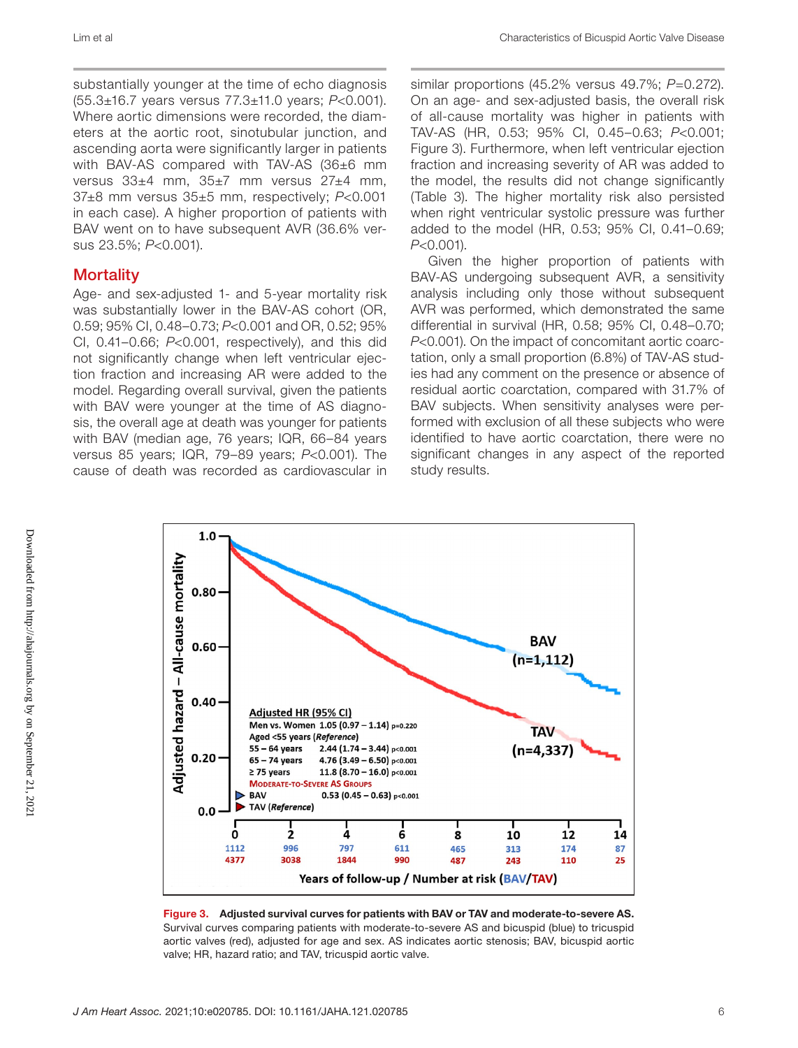substantially younger at the time of echo diagnosis (55.3±16.7 years versus 77.3±11.0 years; *P*<0.001). Where aortic dimensions were recorded, the diameters at the aortic root, sinotubular junction, and ascending aorta were significantly larger in patients with BAV-AS compared with TAV-AS (36±6 mm versus 33±4 mm, 35±7 mm versus 27±4 mm, 37±8 mm versus 35±5 mm, respectively; *P*<0.001 in each case). A higher proportion of patients with BAV went on to have subsequent AVR (36.6% versus 23.5%; *P*<0.001).

## Mortality

Age- and sex-adjusted 1- and 5-year mortality risk was substantially lower in the BAV-AS cohort (OR, 0.59; 95% CI, 0.48–0.73; *P*<0.001 and OR, 0.52; 95% CI, 0.41–0.66; *P*<0.001, respectively), and this did not significantly change when left ventricular ejection fraction and increasing AR were added to the model. Regarding overall survival, given the patients with BAV were younger at the time of AS diagnosis, the overall age at death was younger for patients with BAV (median age, 76 years; IQR, 66–84 years versus 85 years; IQR, 79–89 years; *P*<0.001). The cause of death was recorded as cardiovascular in similar proportions (45.2% versus 49.7%; *P*=0.272). On an age- and sex-adjusted basis, the overall risk of all-cause mortality was higher in patients with TAV-AS (HR, 0.53; 95% CI, 0.45–0.63; *P*<0.001; Figure 3). Furthermore, when left ventricular ejection fraction and increasing severity of AR was added to the model, the results did not change significantly (Table 3). The higher mortality risk also persisted when right ventricular systolic pressure was further added to the model (HR, 0.53; 95% CI, 0.41–0.69; *P*<0.001).

Given the higher proportion of patients with BAV-AS undergoing subsequent AVR, a sensitivity analysis including only those without subsequent AVR was performed, which demonstrated the same differential in survival (HR, 0.58; 95% CI, 0.48–0.70; *P*<0.001). On the impact of concomitant aortic coarctation, only a small proportion (6.8%) of TAV-AS studies had any comment on the presence or absence of residual aortic coarctation, compared with 31.7% of BAV subjects. When sensitivity analyses were performed with exclusion of all these subjects who were identified to have aortic coarctation, there were no significant changes in any aspect of the reported study results.

**Figure 3. Adjusted survival curves for patients with BAV or TAV and moderate-to-severe AS.** Survival curves comparing patients with moderate-to-severe AS and bicuspid (blue) to tricuspid aortic valves (red), adjusted for age and sex. AS indicates aortic stenosis; BAV, bicuspid aortic valve; HR, hazard ratio; and TAV, tricuspid aortic valve.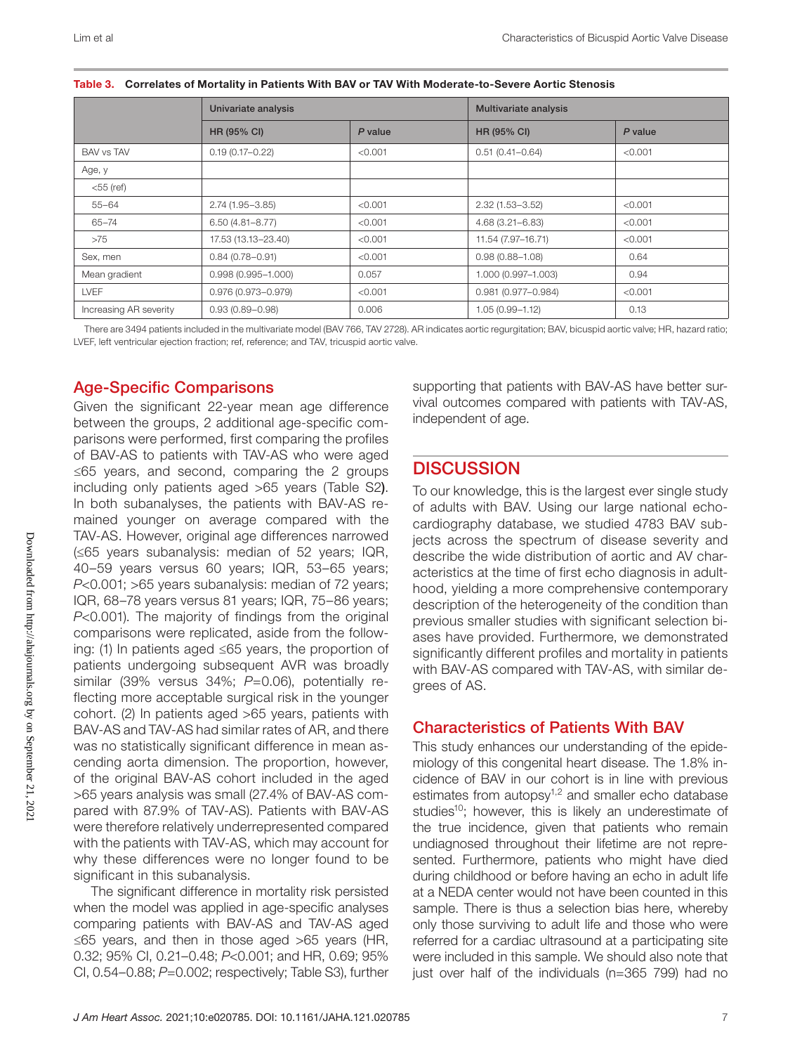**Table 3. Correlates of Mortality in Patients With BAV or TAV With Moderate-to-Severe Aortic Stenosis**

| | Univariate analysis | | Multivariate analysis | |
|---|---|---|---|---|
| | HR (95% CI) | *P* value | HR (95% CI) | *P* value |
| BAV vs TAV | 0.19 (0.17–0.22) | <0.001 | 0.51 (0.41–0.64) | <0.001 |
| Age, y | | | | |
| <55 (ref) | | | | |
| 55–64 | 2.74 (1.95–3.85) | <0.001 | 2.32 (1.53–3.52) | <0.001 |
| 65–74 | 6.50 (4.81–8.77) | <0.001 | 4.68 (3.21–6.83) | <0.001 |
| >75 | 17.53 (13.13–23.40) | <0.001 | 11.54 (7.97–16.71) | <0.001 |
| Sex, men | 0.84 (0.78–0.91) | <0.001 | 0.98 (0.88–1.08) | 0.64 |
| Mean gradient | 0.998 (0.995–1.000) | 0.057 | 1.000 (0.997–1.003) | 0.94 |
| LVEF | 0.976 (0.973–0.979) | <0.001 | 0.981 (0.977–0.984) | <0.001 |
| Increasing AR severity | 0.93 (0.89–0.98) | 0.006 | 1.05 (0.99–1.12) | 0.13 |

There are 3494 patients included in the multivariate model (BAV 766, TAV 2728). AR indicates aortic regurgitation; BAV, bicuspid aortic valve; HR, hazard ratio; LVEF, left ventricular ejection fraction; ref, reference; and TAV, tricuspid aortic valve.

## Age-Specific Comparisons

Given the significant 22-year mean age difference between the groups, 2 additional age-specific comparisons were performed, first comparing the profiles of BAV-AS to patients with TAV-AS who were aged ≤65 years, and second, comparing the 2 groups including only patients aged >65 years (Table S2). In both subanalyses, the patients with BAV-AS remained younger on average compared with the TAV-AS. However, original age differences narrowed (≤65 years subanalysis: median of 52 years; IQR, 40–59 years versus 60 years; IQR, 53–65 years; *P*<0.001; >65 years subanalysis: median of 72 years; IQR, 68–78 years versus 81 years; IQR, 75–86 years; *P*<0.001). The majority of findings from the original comparisons were replicated, aside from the following: (1) In patients aged ≤65 years, the proportion of patients undergoing subsequent AVR was broadly similar (39% versus 34%; *P*=0.06), potentially reflecting more acceptable surgical risk in the younger cohort. (2) In patients aged >65 years, patients with BAV-AS and TAV-AS had similar rates of AR, and there was no statistically significant difference in mean ascending aorta dimension. The proportion, however, of the original BAV-AS cohort included in the aged >65 years analysis was small (27.4% of BAV-AS compared with 87.9% of TAV-AS). Patients with BAV-AS were therefore relatively underrepresented compared with the patients with TAV-AS, which may account for why these differences were no longer found to be significant in this subanalysis.

The significant difference in mortality risk persisted when the model was applied in age-specific analyses comparing patients with BAV-AS and TAV-AS aged ≤65 years, and then in those aged >65 years (HR, 0.32; 95% CI, 0.21–0.48; *P*<0.001; and HR, 0.69; 95% CI, 0.54–0.88; *P*=0.002; respectively; Table S3), further supporting that patients with BAV-AS have better survival outcomes compared with patients with TAV-AS, independent of age.

# DISCUSSION

To our knowledge, this is the largest ever single study of adults with BAV. Using our large national echocardiography database, we studied 4783 BAV subjects across the spectrum of disease severity and describe the wide distribution of aortic and AV characteristics at the time of first echo diagnosis in adulthood, yielding a more comprehensive contemporary description of the heterogeneity of the condition than previous smaller studies with significant selection biases have provided. Furthermore, we demonstrated significantly different profiles and mortality in patients with BAV-AS compared with TAV-AS, with similar degrees of AS.

## Characteristics of Patients With BAV

This study enhances our understanding of the epidemiology of this congenital heart disease. The 1.8% incidence of BAV in our cohort is in line with previous estimates from autopsy[1,2] and smaller echo database studies[10]; however, this is likely an underestimate of the true incidence, given that patients who remain undiagnosed throughout their lifetime are not represented. Furthermore, patients who might have died during childhood or before having an echo in adult life at a NEDA center would not have been counted in this sample. There is thus a selection bias here, whereby only those surviving to adult life and those who were referred for a cardiac ultrasound at a participating site were included in this sample. We should also note that just over half of the individuals (n=365 799) had no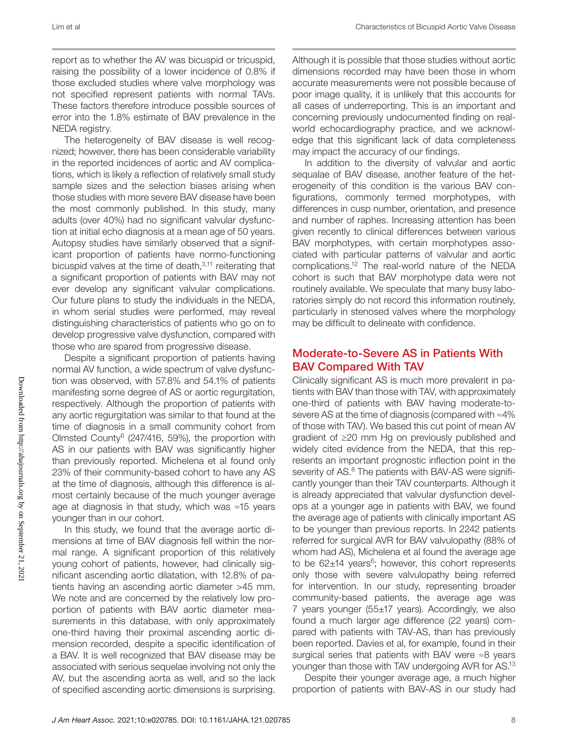report as to whether the AV was bicuspid or tricuspid, raising the possibility of a lower incidence of 0.8% if those excluded studies where valve morphology was not specified represent patients with normal TAVs. These factors therefore introduce possible sources of error into the 1.8% estimate of BAV prevalence in the NEDA registry.

The heterogeneity of BAV disease is well recognized; however, there has been considerable variability in the reported incidences of aortic and AV complications, which is likely a reflection of relatively small study sample sizes and the selection biases arising when those studies with more severe BAV disease have been the most commonly published. In this study, many adults (over 40%) had no significant valvular dysfunction at initial echo diagnosis at a mean age of 50 years. Autopsy studies have similarly observed that a significant proportion of patients have normo-functioning bicuspid valves at the time of death,[3,11] reiterating that a significant proportion of patients with BAV may not ever develop any significant valvular complications. Our future plans to study the individuals in the NEDA, in whom serial studies were performed, may reveal distinguishing characteristics of patients who go on to develop progressive valve dysfunction, compared with those who are spared from progressive disease.

Despite a significant proportion of patients having normal AV function, a wide spectrum of valve dysfunction was observed, with 57.8% and 54.1% of patients manifesting some degree of AS or aortic regurgitation, respectively. Although the proportion of patients with any aortic regurgitation was similar to that found at the time of diagnosis in a small community cohort from Olmsted County[6] (247/416, 59%), the proportion with AS in our patients with BAV was significantly higher than previously reported. Michelena et al found only 23% of their community-based cohort to have any AS at the time of diagnosis, although this difference is almost certainly because of the much younger average age at diagnosis in that study, which was ≈15 years younger than in our cohort.

In this study, we found that the average aortic dimensions at time of BAV diagnosis fell within the normal range. A significant proportion of this relatively young cohort of patients, however, had clinically significant ascending aortic dilatation, with 12.8% of patients having an ascending aortic diameter >45 mm. We note and are concerned by the relatively low proportion of patients with BAV aortic diameter measurements in this database, with only approximately one-third having their proximal ascending aortic dimension recorded, despite a specific identification of a BAV. It is well recognized that BAV disease may be associated with serious sequelae involving not only the AV, but the ascending aorta as well, and so the lack of specified ascending aortic dimensions is surprising. Although it is possible that those studies without aortic dimensions recorded may have been those in whom accurate measurements were not possible because of poor image quality, it is unlikely that this accounts for all cases of underreporting. This is an important and concerning previously undocumented finding on real-world echocardiography practice, and we acknowledge that this significant lack of data completeness may impact the accuracy of our findings.

In addition to the diversity of valvular and aortic sequalae of BAV disease, another feature of the heterogeneity of this condition is the various BAV configurations, commonly termed morphotypes, with differences in cusp number, orientation, and presence and number of raphes. Increasing attention has been given recently to clinical differences between various BAV morphotypes, with certain morphotypes associated with particular patterns of valvular and aortic complications.[12] The real-world nature of the NEDA cohort is such that BAV morphotype data were not routinely available. We speculate that many busy laboratories simply do not record this information routinely, particularly in stenosed valves where the morphology may be difficult to delineate with confidence.

## Moderate-to-Severe AS in Patients With BAV Compared With TAV

Clinically significant AS is much more prevalent in patients with BAV than those with TAV, with approximately one-third of patients with BAV having moderate-to-severe AS at the time of diagnosis (compared with ≈4% of those with TAV). We based this cut point of mean AV gradient of ≥20 mm Hg on previously published and widely cited evidence from the NEDA, that this represents an important prognostic inflection point in the severity of AS.[8] The patients with BAV-AS were significantly younger than their TAV counterparts. Although it is already appreciated that valvular dysfunction develops at a younger age in patients with BAV, we found the average age of patients with clinically important AS to be younger than previous reports. In 2242 patients referred for surgical AVR for BAV valvulopathy (88% of whom had AS), Michelena et al found the average age to be 62±14 years[6]; however, this cohort represents only those with severe valvulopathy being referred for intervention. In our study, representing broader community-based patients, the average age was 7 years younger (55±17 years). Accordingly, we also found a much larger age difference (22 years) compared with patients with TAV-AS, than has previously been reported. Davies et al, for example, found in their surgical series that patients with BAV were ≈8 years younger than those with TAV undergoing AVR for AS.[13]

Despite their younger average age, a much higher proportion of patients with BAV-AS in our study had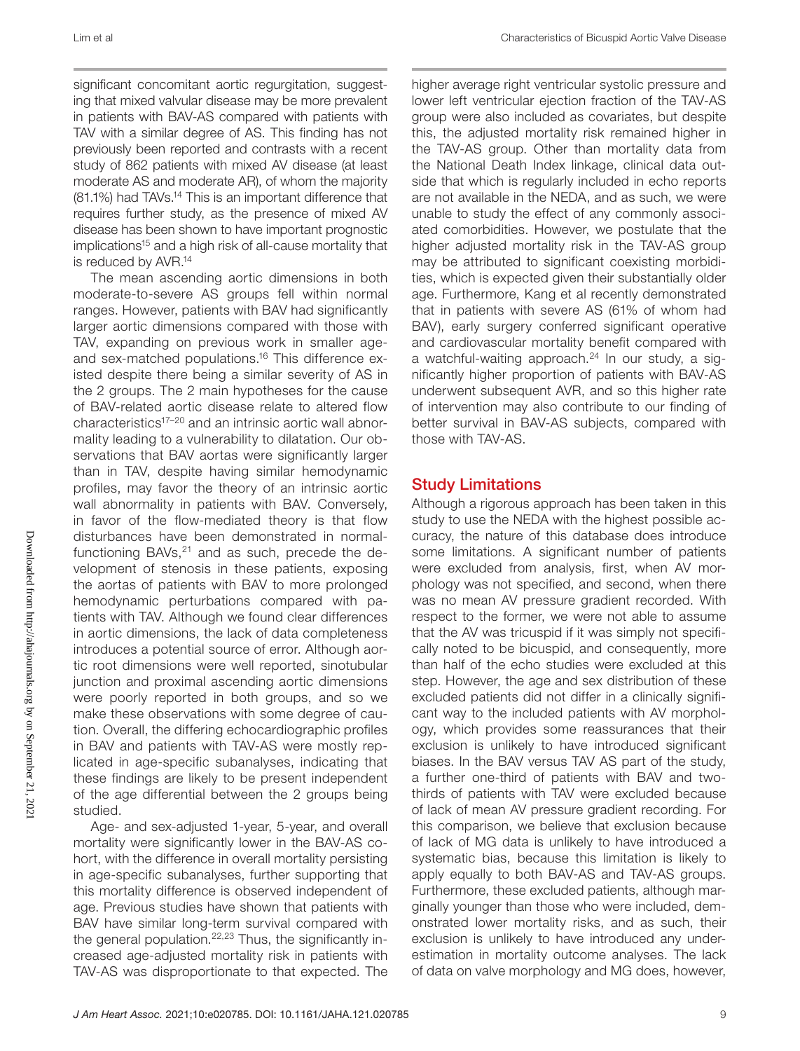significant concomitant aortic regurgitation, suggesting that mixed valvular disease may be more prevalent in patients with BAV-AS compared with patients with TAV with a similar degree of AS. This finding has not previously been reported and contrasts with a recent study of 862 patients with mixed AV disease (at least moderate AS and moderate AR), of whom the majority (81.1%) had TAVs.[14] This is an important difference that requires further study, as the presence of mixed AV disease has been shown to have important prognostic implications[15] and a high risk of all-cause mortality that is reduced by AVR.[14]

The mean ascending aortic dimensions in both moderate-to-severe AS groups fell within normal ranges. However, patients with BAV had significantly larger aortic dimensions compared with those with TAV, expanding on previous work in smaller age- and sex-matched populations.[16] This difference existed despite there being a similar severity of AS in the 2 groups. The 2 main hypotheses for the cause of BAV-related aortic disease relate to altered flow characteristics[17–20] and an intrinsic aortic wall abnormality leading to a vulnerability to dilatation. Our observations that BAV aortas were significantly larger than in TAV, despite having similar hemodynamic profiles, may favor the theory of an intrinsic aortic wall abnormality in patients with BAV. Conversely, in favor of the flow-mediated theory is that flow disturbances have been demonstrated in normal-functioning BAVs,[21] and as such, precede the development of stenosis in these patients, exposing the aortas of patients with BAV to more prolonged hemodynamic perturbations compared with patients with TAV. Although we found clear differences in aortic dimensions, the lack of data completeness introduces a potential source of error. Although aortic root dimensions were well reported, sinotubular junction and proximal ascending aortic dimensions were poorly reported in both groups, and so we make these observations with some degree of caution. Overall, the differing echocardiographic profiles in BAV and patients with TAV-AS were mostly replicated in age-specific subanalyses, indicating that these findings are likely to be present independent of the age differential between the 2 groups being studied.

Age- and sex-adjusted 1-year, 5-year, and overall mortality were significantly lower in the BAV-AS cohort, with the difference in overall mortality persisting in age-specific subanalyses, further supporting that this mortality difference is observed independent of age. Previous studies have shown that patients with BAV have similar long-term survival compared with the general population.[22,23] Thus, the significantly increased age-adjusted mortality risk in patients with TAV-AS was disproportionate to that expected. The higher average right ventricular systolic pressure and lower left ventricular ejection fraction of the TAV-AS group were also included as covariates, but despite this, the adjusted mortality risk remained higher in the TAV-AS group. Other than mortality data from the National Death Index linkage, clinical data outside that which is regularly included in echo reports are not available in the NEDA, and as such, we were unable to study the effect of any commonly associated comorbidities. However, we postulate that the higher adjusted mortality risk in the TAV-AS group may be attributed to significant coexisting morbidities, which is expected given their substantially older age. Furthermore, Kang et al recently demonstrated that in patients with severe AS (61% of whom had BAV), early surgery conferred significant operative and cardiovascular mortality benefit compared with a watchful-waiting approach.[24] In our study, a significantly higher proportion of patients with BAV-AS underwent subsequent AVR, and so this higher rate of intervention may also contribute to our finding of better survival in BAV-AS subjects, compared with those with TAV-AS.

## Study Limitations

Although a rigorous approach has been taken in this study to use the NEDA with the highest possible accuracy, the nature of this database does introduce some limitations. A significant number of patients were excluded from analysis, first, when AV morphology was not specified, and second, when there was no mean AV pressure gradient recorded. With respect to the former, we were not able to assume that the AV was tricuspid if it was simply not specifically noted to be bicuspid, and consequently, more than half of the echo studies were excluded at this step. However, the age and sex distribution of these excluded patients did not differ in a clinically significant way to the included patients with AV morphology, which provides some reassurances that their exclusion is unlikely to have introduced significant biases. In the BAV versus TAV AS part of the study, a further one-third of patients with BAV and two-thirds of patients with TAV were excluded because of lack of mean AV pressure gradient recording. For this comparison, we believe that exclusion because of lack of MG data is unlikely to have introduced a systematic bias, because this limitation is likely to apply equally to both BAV-AS and TAV-AS groups. Furthermore, these excluded patients, although marginally younger than those who were included, demonstrated lower mortality risks, and as such, their exclusion is unlikely to have introduced any underestimation in mortality outcome analyses. The lack of data on valve morphology and MG does, however,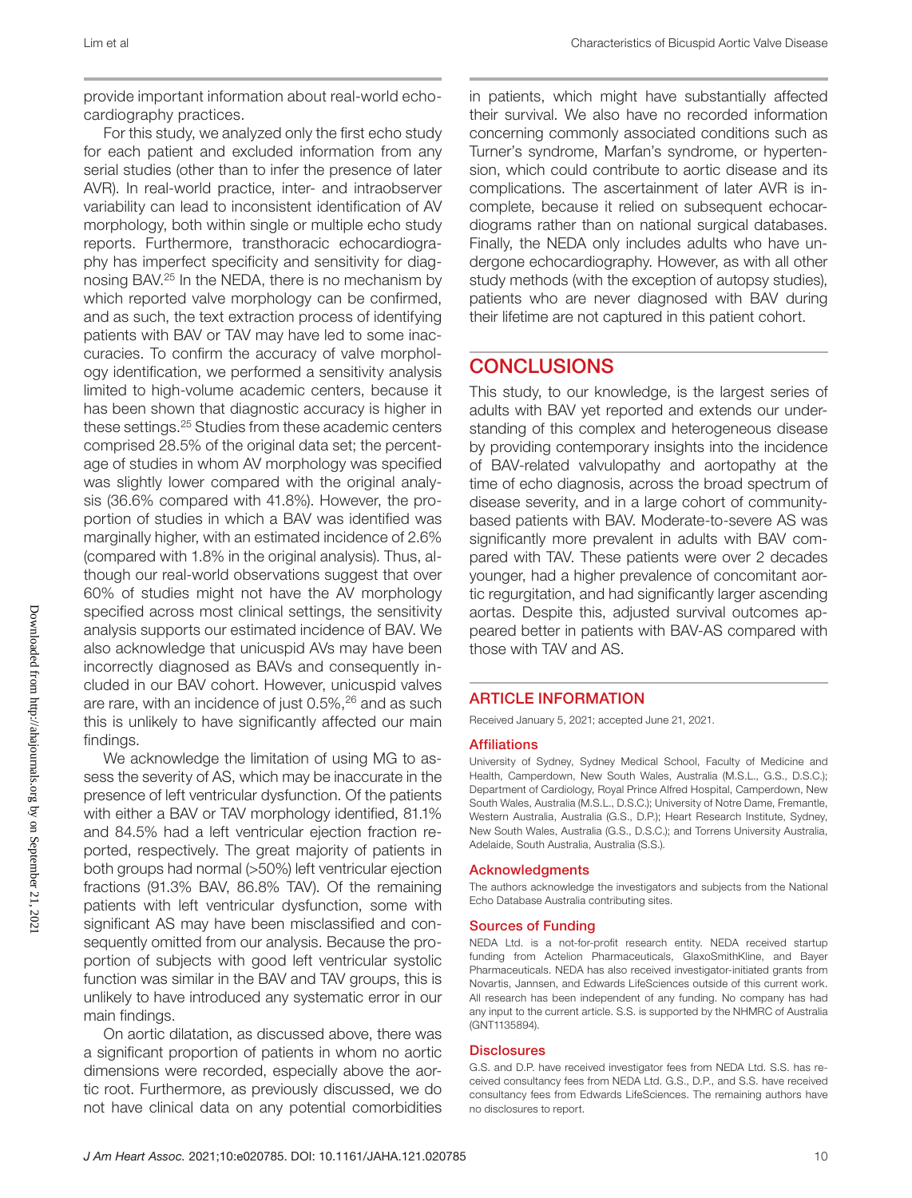provide important information about real-world echocardiography practices.

For this study, we analyzed only the first echo study for each patient and excluded information from any serial studies (other than to infer the presence of later AVR). In real-world practice, inter- and intraobserver variability can lead to inconsistent identification of AV morphology, both within single or multiple echo study reports. Furthermore, transthoracic echocardiography has imperfect specificity and sensitivity for diagnosing BAV.[25] In the NEDA, there is no mechanism by which reported valve morphology can be confirmed, and as such, the text extraction process of identifying patients with BAV or TAV may have led to some inaccuracies. To confirm the accuracy of valve morphology identification, we performed a sensitivity analysis limited to high-volume academic centers, because it has been shown that diagnostic accuracy is higher in these settings.[25] Studies from these academic centers comprised 28.5% of the original data set; the percentage of studies in whom AV morphology was specified was slightly lower compared with the original analysis (36.6% compared with 41.8%). However, the proportion of studies in which a BAV was identified was marginally higher, with an estimated incidence of 2.6% (compared with 1.8% in the original analysis). Thus, although our real-world observations suggest that over 60% of studies might not have the AV morphology specified across most clinical settings, the sensitivity analysis supports our estimated incidence of BAV. We also acknowledge that unicuspid AVs may have been incorrectly diagnosed as BAVs and consequently included in our BAV cohort. However, unicuspid valves are rare, with an incidence of just 0.5%,[26] and as such this is unlikely to have significantly affected our main findings.

We acknowledge the limitation of using MG to assess the severity of AS, which may be inaccurate in the presence of left ventricular dysfunction. Of the patients with either a BAV or TAV morphology identified, 81.1% and 84.5% had a left ventricular ejection fraction reported, respectively. The great majority of patients in both groups had normal (>50%) left ventricular ejection fractions (91.3% BAV, 86.8% TAV). Of the remaining patients with left ventricular dysfunction, some with significant AS may have been misclassified and consequently omitted from our analysis. Because the proportion of subjects with good left ventricular systolic function was similar in the BAV and TAV groups, this is unlikely to have introduced any systematic error in our main findings.

On aortic dilatation, as discussed above, there was a significant proportion of patients in whom no aortic dimensions were recorded, especially above the aortic root. Furthermore, as previously discussed, we do not have clinical data on any potential comorbidities in patients, which might have substantially affected their survival. We also have no recorded information concerning commonly associated conditions such as Turner's syndrome, Marfan's syndrome, or hypertension, which could contribute to aortic disease and its complications. The ascertainment of later AVR is incomplete, because it relied on subsequent echocardiograms rather than on national surgical databases. Finally, the NEDA only includes adults who have undergone echocardiography. However, as with all other study methods (with the exception of autopsy studies), patients who are never diagnosed with BAV during their lifetime are not captured in this patient cohort.

## CONCLUSIONS

This study, to our knowledge, is the largest series of adults with BAV yet reported and extends our understanding of this complex and heterogeneous disease by providing contemporary insights into the incidence of BAV-related valvulopathy and aortopathy at the time of echo diagnosis, across the broad spectrum of disease severity, and in a large cohort of community-based patients with BAV. Moderate-to-severe AS was significantly more prevalent in adults with BAV compared with TAV. These patients were over 2 decades younger, had a higher prevalence of concomitant aortic regurgitation, and had significantly larger ascending aortas. Despite this, adjusted survival outcomes appeared better in patients with BAV-AS compared with those with TAV and AS.

## ARTICLE INFORMATION

Received January 5, 2021; accepted June 21, 2021.

### Affiliations

University of Sydney, Sydney Medical School, Faculty of Medicine and Health, Camperdown, New South Wales, Australia (M.S.L., G.S., D.S.C.); Department of Cardiology, Royal Prince Alfred Hospital, Camperdown, New South Wales, Australia (M.S.L., D.S.C.); University of Notre Dame, Fremantle, Western Australia, Australia (G.S., D.P.); Heart Research Institute, Sydney, New South Wales, Australia (G.S., D.S.C.); and Torrens University Australia, Adelaide, South Australia, Australia (S.S.).

### Acknowledgments

The authors acknowledge the investigators and subjects from the National Echo Database Australia contributing sites.

### Sources of Funding

NEDA Ltd. is a not-for-profit research entity. NEDA received startup funding from Actelion Pharmaceuticals, GlaxoSmithKline, and Bayer Pharmaceuticals. NEDA has also received investigator-initiated grants from Novartis, Jannsen, and Edwards LifeSciences outside of this current work. All research has been independent of any funding. No company has had any input to the current article. S.S. is supported by the NHMRC of Australia (GNT1135894).

### Disclosures

G.S. and D.P. have received investigator fees from NEDA Ltd. S.S. has received consultancy fees from NEDA Ltd. G.S., D.P., and S.S. have received consultancy fees from Edwards LifeSciences. The remaining authors have no disclosures to report.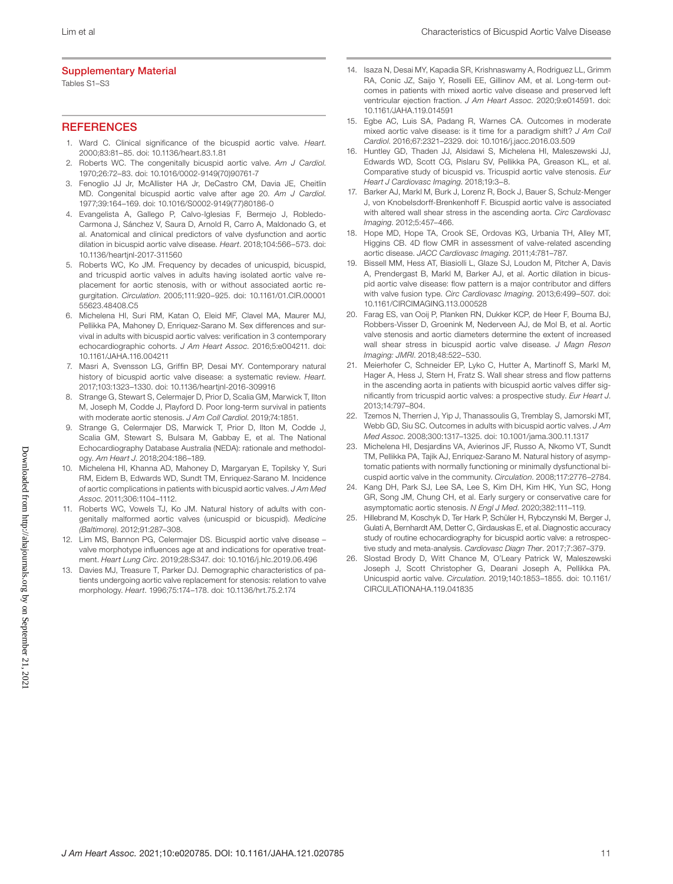## Supplementary Material

Tables S1–S3

## REFERENCES

1. Ward C. Clinical significance of the bicuspid aortic valve. *Heart*. 2000;83:81–85. doi: 10.1136/heart.83.1.81
2. Roberts WC. The congenitally bicuspid aortic valve. *Am J Cardiol*. 1970;26:72–83. doi: 10.1016/0002-9149(70)90761-7
3. Fenoglio JJ Jr, McAllister HA Jr, DeCastro CM, Davia JE, Cheitlin MD. Congenital bicuspid aortic valve after age 20. *Am J Cardiol*. 1977;39:164–169. doi: 10.1016/S0002-9149(77)80186-0
4. Evangelista A, Gallego P, Calvo-Iglesias F, Bermejo J, Robledo-Carmona J, Sánchez V, Saura D, Arnold R, Carro A, Maldonado G, et al. Anatomical and clinical predictors of valve dysfunction and aortic dilation in bicuspid aortic valve disease. *Heart*. 2018;104:566–573. doi: 10.1136/heartjnl-2017-311560
5. Roberts WC, Ko JM. Frequency by decades of unicuspid, bicuspid, and tricuspid aortic valves in adults having isolated aortic valve replacement for aortic stenosis, with or without associated aortic regurgitation. *Circulation*. 2005;111:920–925. doi: 10.1161/01.CIR.0000155623.48408.C5
6. Michelena HI, Suri RM, Katan O, Eleid MF, Clavel MA, Maurer MJ, Pellikka PA, Mahoney D, Enriquez-Sarano M. Sex differences and survival in adults with bicuspid aortic valves: verification in 3 contemporary echocardiographic cohorts. *J Am Heart Assoc*. 2016;5:e004211. doi: 10.1161/JAHA.116.004211
7. Masri A, Svensson LG, Griffin BP, Desai MY. Contemporary natural history of bicuspid aortic valve disease: a systematic review. *Heart*. 2017;103:1323–1330. doi: 10.1136/heartjnl-2016-309916
8. Strange G, Stewart S, Celermajer D, Prior D, Scalia GM, Marwick T, Ilton M, Joseph M, Codde J, Playford D. Poor long-term survival in patients with moderate aortic stenosis. *J Am Coll Cardiol*. 2019;74:1851.
9. Strange G, Celermajer DS, Marwick T, Prior D, Ilton M, Codde J, Scalia GM, Stewart S, Bulsara M, Gabbay E, et al. The National Echocardiography Database Australia (NEDA): rationale and methodology. *Am Heart J*. 2018;204:186–189.
10. Michelena HI, Khanna AD, Mahoney D, Margaryan E, Topilsky Y, Suri RM, Eidem B, Edwards WD, Sundt TM, Enriquez-Sarano M. Incidence of aortic complications in patients with bicuspid aortic valves. *J Am Med Assoc*. 2011;306:1104–1112.
11. Roberts WC, Vowels TJ, Ko JM. Natural history of adults with congenitally malformed aortic valves (unicuspid or bicuspid). *Medicine (Baltimore)*. 2012;91:287–308.
12. Lim MS, Bannon PG, Celermajer DS. Bicuspid aortic valve disease – valve morphotype influences age at and indications for operative treatment. *Heart Lung Circ*. 2019;28:S347. doi: 10.1016/j.hlc.2019.06.496
13. Davies MJ, Treasure T, Parker DJ. Demographic characteristics of patients undergoing aortic valve replacement for stenosis: relation to valve morphology. *Heart*. 1996;75:174–178. doi: 10.1136/hrt.75.2.174
14. Isaza N, Desai MY, Kapadia SR, Krishnaswamy A, Rodriguez LL, Grimm RA, Conic JZ, Saijo Y, Roselli EE, Gillinov AM, et al. Long-term outcomes in patients with mixed aortic valve disease and preserved left ventricular ejection fraction. *J Am Heart Assoc*. 2020;9:e014591. doi: 10.1161/JAHA.119.014591
15. Egbe AC, Luis SA, Padang R, Warnes CA. Outcomes in moderate mixed aortic valve disease: is it time for a paradigm shift? *J Am Coll Cardiol*. 2016;67:2321–2329. doi: 10.1016/j.jacc.2016.03.509
16. Huntley GD, Thaden JJ, Alsidawi S, Michelena HI, Maleszewski JJ, Edwards WD, Scott CG, Pislaru SV, Pellikka PA, Greason KL, et al. Comparative study of bicuspid vs. tricuspid aortic valve stenosis. *Eur Heart J Cardiovasc Imaging*. 2018;19:3–8.
17. Barker AJ, Markl M, Burk J, Lorenz R, Bock J, Bauer S, Schulz-Menger J, von Knobelsdorff-Brenkenhoff F. Bicuspid aortic valve is associated with altered wall shear stress in the ascending aorta. *Circ Cardiovasc Imaging*. 2012;5:457–466.
18. Hope MD, Hope TA, Crook SE, Ordovas KG, Urbania TH, Alley MT, Higgins CB. 4D flow CMR in assessment of valve-related ascending aortic disease. *JACC Cardiovasc Imaging*. 2011;4:781–787.
19. Bissell MM, Hess AT, Biasiolli L, Glaze SJ, Loudon M, Pitcher A, Davis A, Prendergast B, Markl M, Barker AJ, et al. Aortic dilation in bicuspid aortic valve disease: flow pattern is a major contributor and differs with valve fusion type. *Circ Cardiovasc Imaging*. 2013;6:499–507. doi: 10.1161/CIRCIMAGING.113.000528
20. Farag ES, van Ooij P, Planken RN, Dukker KCP, de Heer F, Bouma BJ, Robbers-Visser D, Groenink M, Nederveen AJ, de Mol B, et al. Aortic valve stenosis and aortic diameters determine the extent of increased wall shear stress in bicuspid aortic valve disease. *J Magn Reson Imaging: JMRI*. 2018;48:522–530.
21. Meierhofer C, Schneider EP, Lyko C, Hutter A, Martinoff S, Markl M, Hager A, Hess J, Stern H, Fratz S. Wall shear stress and flow patterns in the ascending aorta in patients with bicuspid aortic valves differ significantly from tricuspid aortic valves: a prospective study. *Eur Heart J*. 2013;14:797–804.
22. Tzemos N, Therrien J, Yip J, Thanassoulis G, Tremblay S, Jamorski MT, Webb GD, Siu SC. Outcomes in adults with bicuspid aortic valves. *J Am Med Assoc*. 2008;300:1317–1325. doi: 10.1001/jama.300.11.1317
23. Michelena HI, Desjardins VA, Avierinos JF, Russo A, Nkomo VT, Sundt TM, Pellikka PA, Tajik AJ, Enriquez-Sarano M. Natural history of asymptomatic patients with normally functioning or minimally dysfunctional bicuspid aortic valve in the community. *Circulation*. 2008;117:2776–2784.
24. Kang DH, Park SJ, Lee SA, Lee S, Kim DH, Kim HK, Yun SC, Hong GR, Song JM, Chung CH, et al. Early surgery or conservative care for asymptomatic aortic stenosis. *N Engl J Med*. 2020;382:111–119.
25. Hillebrand M, Koschyk D, Ter Hark P, Schüler H, Rybczynski M, Berger J, Gulati A, Bernhardt AM, Detter C, Girdauskas E, et al. Diagnostic accuracy study of routine echocardiography for bicuspid aortic valve: a retrospective study and meta-analysis. *Cardiovasc Diagn Ther*. 2017;7:367–379.
26. Slostad Brody D, Witt Chance M, O'Leary Patrick W, Maleszewski Joseph J, Scott Christopher G, Dearani Joseph A, Pellikka PA. Unicuspid aortic valve. *Circulation*. 2019;140:1853–1855. doi: 10.1161/CIRCULATIONAHA.119.041835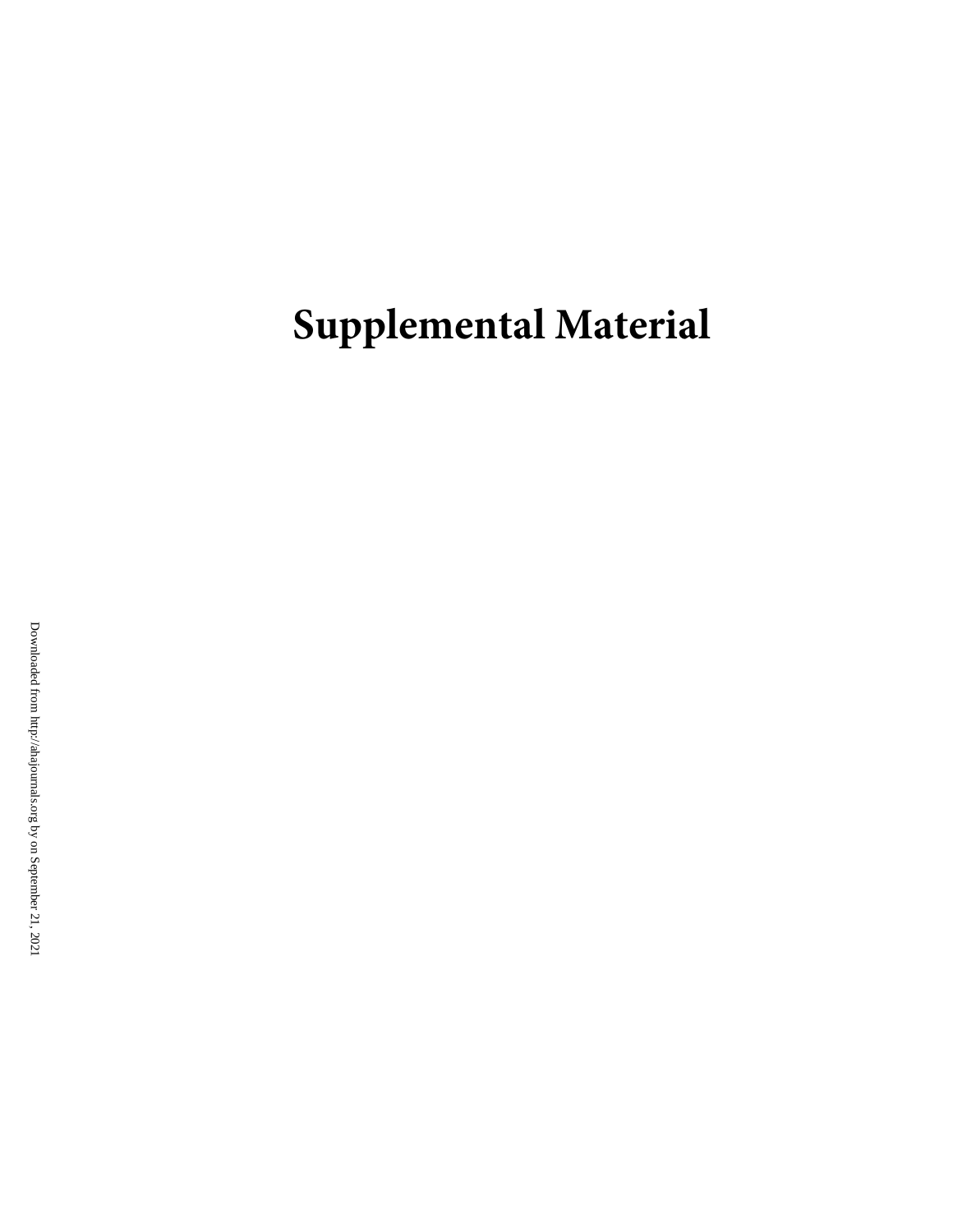# Supplemental Material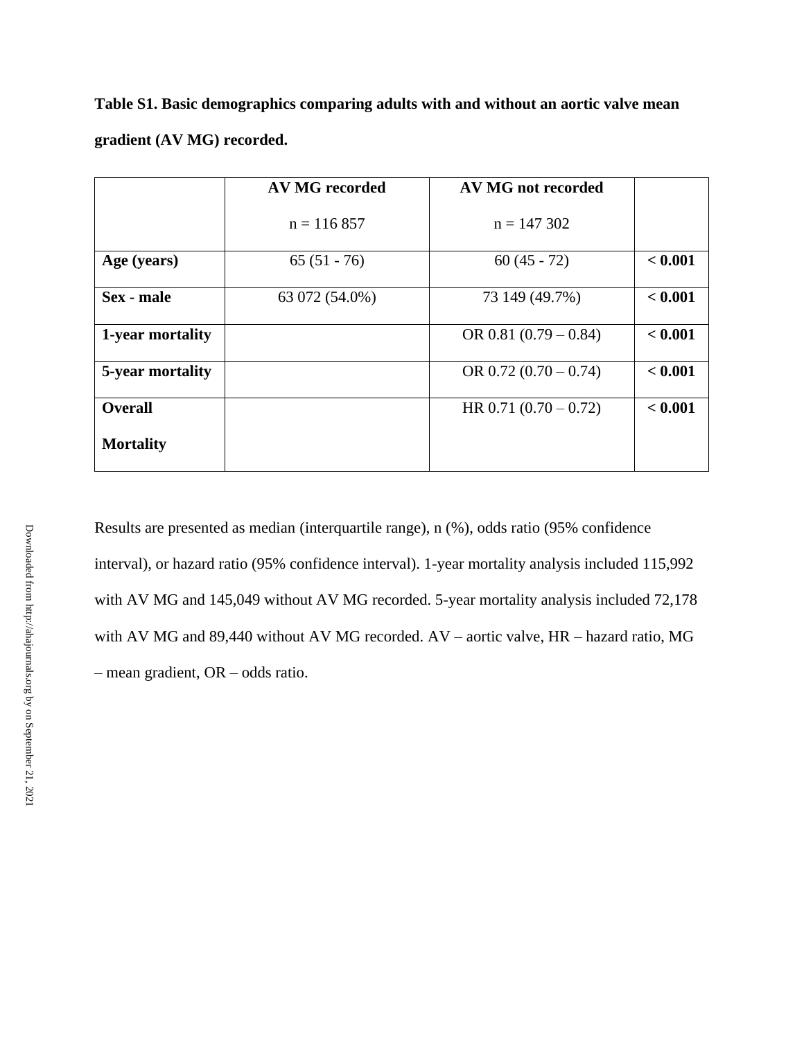**Table S1. Basic demographics comparing adults with and without an aortic valve mean gradient (AV MG) recorded.**

| | AV MG recorded n = 116 857 | AV MG not recorded n = 147 302 | |
|---|---|---|---|
| **Age (years)** | 65 (51 - 76) | 60 (45 - 72) | **< 0.001** |
| **Sex - male** | 63 072 (54.0%) | 73 149 (49.7%) | **< 0.001** |
| **1-year mortality** | | OR 0.81 (0.79 – 0.84) | **< 0.001** |
| **5-year mortality** | | OR 0.72 (0.70 – 0.74) | **< 0.001** |
| **Overall Mortality** | | HR 0.71 (0.70 – 0.72) | **< 0.001** |

Results are presented as median (interquartile range), n (%), odds ratio (95% confidence interval), or hazard ratio (95% confidence interval). 1-year mortality analysis included 115,992 with AV MG and 145,049 without AV MG recorded. 5-year mortality analysis included 72,178 with AV MG and 89,440 without AV MG recorded. AV – aortic valve, HR – hazard ratio, MG – mean gradient, OR – odds ratio.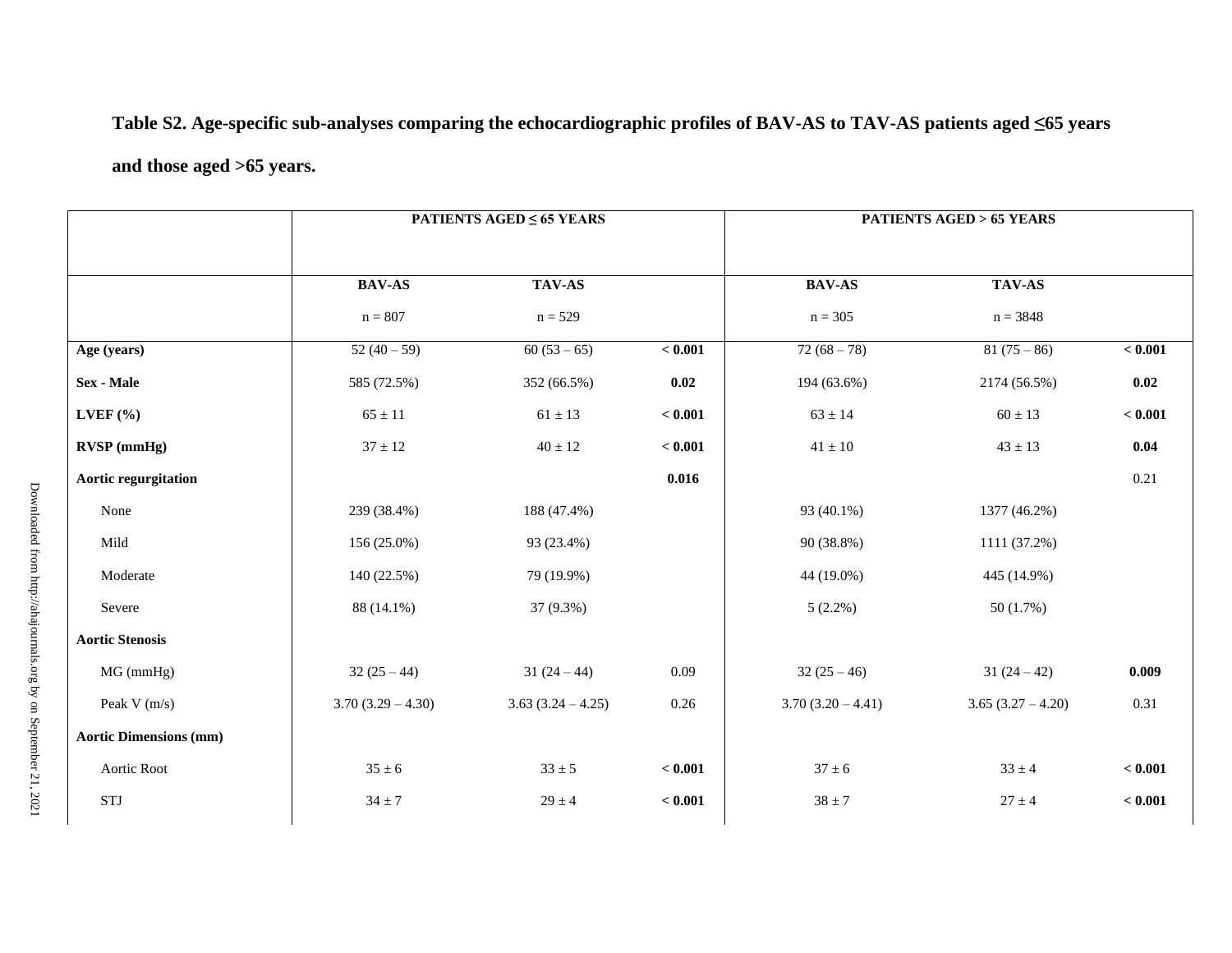**Table S2. Age-specific sub-analyses comparing the echocardiographic profiles of BAV-AS to TAV-AS patients aged ≤65 years and those aged >65 years.**

| | PATIENTS AGED ≤ 65 YEARS | | | PATIENTS AGED > 65 YEARS | | |
|---|---|---|---|---|---|---|
| | BAV-AS<br>n = 807 | TAV-AS<br>n = 529 | | BAV-AS<br>n = 305 | TAV-AS<br>n = 3848 | |
| **Age (years)** | 52 (40 – 59) | 60 (53 – 65) | **< 0.001** | 72 (68 – 78) | 81 (75 – 86) | **< 0.001** |
| **Sex - Male** | 585 (72.5%) | 352 (66.5%) | **0.02** | 194 (63.6%) | 2174 (56.5%) | **0.02** |
| **LVEF (%)** | 65 ± 11 | 61 ± 13 | **< 0.001** | 63 ± 14 | 60 ± 13 | **< 0.001** |
| **RVSP (mmHg)** | 37 ± 12 | 40 ± 12 | **< 0.001** | 41 ± 10 | 43 ± 13 | **0.04** |
| **Aortic regurgitation** | | | **0.016** | | | 0.21 |
| None | 239 (38.4%) | 188 (47.4%) | | 93 (40.1%) | 1377 (46.2%) | |
| Mild | 156 (25.0%) | 93 (23.4%) | | 90 (38.8%) | 1111 (37.2%) | |
| Moderate | 140 (22.5%) | 79 (19.9%) | | 44 (19.0%) | 445 (14.9%) | |
| Severe | 88 (14.1%) | 37 (9.3%) | | 5 (2.2%) | 50 (1.7%) | |
| **Aortic Stenosis** | | | | | | |
| MG (mmHg) | 32 (25 – 44) | 31 (24 – 44) | 0.09 | 32 (25 – 46) | 31 (24 – 42) | **0.009** |
| Peak V (m/s) | 3.70 (3.29 – 4.30) | 3.63 (3.24 – 4.25) | 0.26 | 3.70 (3.20 – 4.41) | 3.65 (3.27 – 4.20) | 0.31 |
| **Aortic Dimensions (mm)** | | | | | | |
| Aortic Root | 35 ± 6 | 33 ± 5 | **< 0.001** | 37 ± 6 | 33 ± 4 | **< 0.001** |
| STJ | 34 ± 7 | 29 ± 4 | **< 0.001** | 38 ± 7 | 27 ± 4 | **< 0.001** |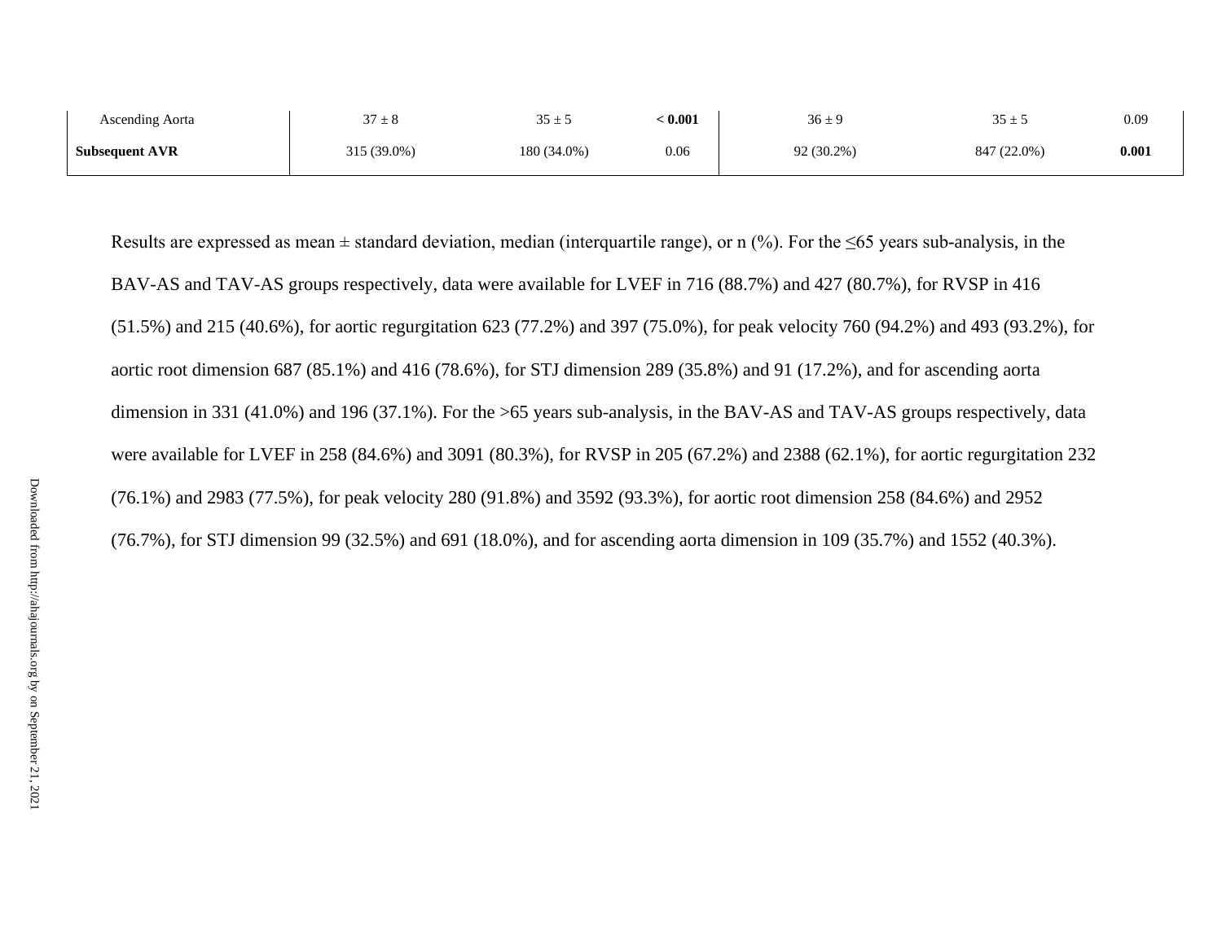| | | | | | | |
|---|---|---|---|---|---|---|
| Ascending Aorta | 37 ± 8 | 35 ± 5 | **< 0.001** | 36 ± 9 | 35 ± 5 | 0.09 |
| **Subsequent AVR** | 315 (39.0%) | 180 (34.0%) | 0.06 | 92 (30.2%) | 847 (22.0%) | **0.001** |

Results are expressed as mean ± standard deviation, median (interquartile range), or n (%). For the ≤65 years sub-analysis, in the BAV-AS and TAV-AS groups respectively, data were available for LVEF in 716 (88.7%) and 427 (80.7%), for RVSP in 416 (51.5%) and 215 (40.6%), for aortic regurgitation 623 (77.2%) and 397 (75.0%), for peak velocity 760 (94.2%) and 493 (93.2%), for aortic root dimension 687 (85.1%) and 416 (78.6%), for STJ dimension 289 (35.8%) and 91 (17.2%), and for ascending aorta dimension in 331 (41.0%) and 196 (37.1%). For the >65 years sub-analysis, in the BAV-AS and TAV-AS groups respectively, data were available for LVEF in 258 (84.6%) and 3091 (80.3%), for RVSP in 205 (67.2%) and 2388 (62.1%), for aortic regurgitation 232 (76.1%) and 2983 (77.5%), for peak velocity 280 (91.8%) and 3592 (93.3%), for aortic root dimension 258 (84.6%) and 2952 (76.7%), for STJ dimension 99 (32.5%) and 691 (18.0%), and for ascending aorta dimension in 109 (35.7%) and 1552 (40.3%).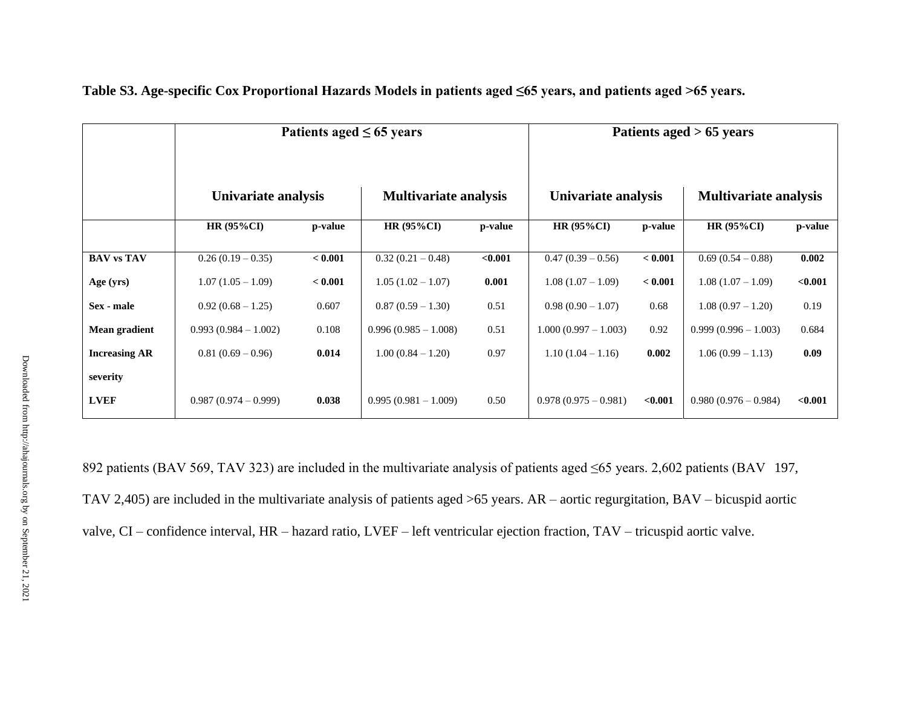**Table S3. Age-specific Cox Proportional Hazards Models in patients aged ≤65 years, and patients aged >65 years.**

| | Patients aged ≤ 65 years | | | | Patients aged > 65 years | | | |
|---|---|---|---|---|---|---|---|---|
| | Univariate analysis | | Multivariate analysis | | Univariate analysis | | Multivariate analysis | |
| | HR (95%CI) | p-value | HR (95%CI) | p-value | HR (95%CI) | p-value | HR (95%CI) | p-value |
| **BAV vs TAV** | 0.26 (0.19 – 0.35) | **< 0.001** | 0.32 (0.21 – 0.48) | **<0.001** | 0.47 (0.39 – 0.56) | **< 0.001** | 0.69 (0.54 – 0.88) | **0.002** |
| **Age (yrs)** | 1.07 (1.05 – 1.09) | **< 0.001** | 1.05 (1.02 – 1.07) | **0.001** | 1.08 (1.07 – 1.09) | **< 0.001** | 1.08 (1.07 – 1.09) | **<0.001** |
| **Sex - male** | 0.92 (0.68 – 1.25) | 0.607 | 0.87 (0.59 – 1.30) | 0.51 | 0.98 (0.90 – 1.07) | 0.68 | 1.08 (0.97 – 1.20) | 0.19 |
| **Mean gradient** | 0.993 (0.984 – 1.002) | 0.108 | 0.996 (0.985 – 1.008) | 0.51 | 1.000 (0.997 – 1.003) | 0.92 | 0.999 (0.996 – 1.003) | 0.684 |
| **Increasing AR severity** | 0.81 (0.69 – 0.96) | **0.014** | 1.00 (0.84 – 1.20) | 0.97 | 1.10 (1.04 – 1.16) | **0.002** | 1.06 (0.99 – 1.13) | **0.09** |
| **LVEF** | 0.987 (0.974 – 0.999) | **0.038** | 0.995 (0.981 – 1.009) | 0.50 | 0.978 (0.975 – 0.981) | **<0.001** | 0.980 (0.976 – 0.984) | **<0.001** |

892 patients (BAV 569, TAV 323) are included in the multivariate analysis of patients aged ≤65 years. 2,602 patients (BAV 197, TAV 2,405) are included in the multivariate analysis of patients aged >65 years. AR – aortic regurgitation, BAV – bicuspid aortic valve, CI – confidence interval, HR – hazard ratio, LVEF – left ventricular ejection fraction, TAV – tricuspid aortic valve.